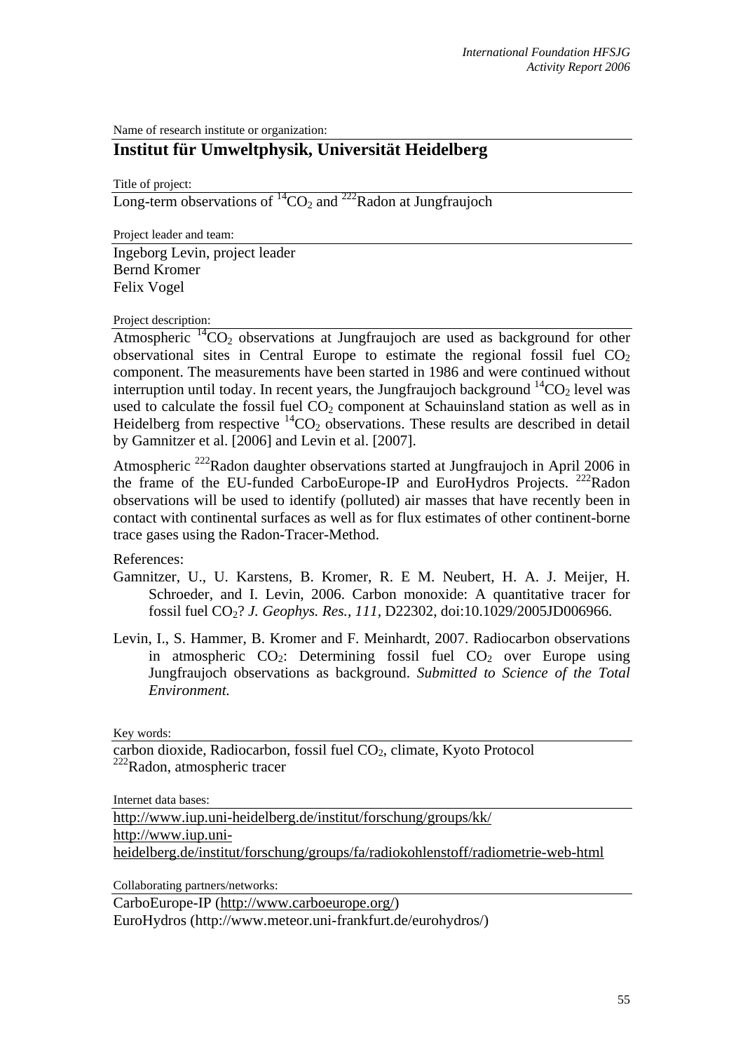Name of research institute or organization:

## Institut für Umweltphysik, Universität Heidelberg

Title of project:

Long-term observations of $^{14}CO_2$ and $^{222}$Radon at Jungfraujoch

Project leader and team:

Ingeborg Levin, project leader
Bernd Kromer
Felix Vogel

Project description:

Atmospheric $^{14}CO_2$ observations at Jungfraujoch are used as background for other observational sites in Central Europe to estimate the regional fossil fuel $CO_2$ component. The measurements have been started in 1986 and were continued without interruption until today. In recent years, the Jungfraujoch background $^{14}CO_2$ level was used to calculate the fossil fuel $CO_2$ component at Schauinsland station as well as in Heidelberg from respective $^{14}CO_2$ observations. These results are described in detail by Gamnitzer et al. [2006] and Levin et al. [2007].

Atmospheric $^{222}$Radon daughter observations started at Jungfraujoch in April 2006 in the frame of the EU-funded CarboEurope-IP and EuroHydros Projects. $^{222}$Radon observations will be used to identify (polluted) air masses that have recently been in contact with continental surfaces as well as for flux estimates of other continent-borne trace gases using the Radon-Tracer-Method.

References:

Gamnitzer, U., U. Karstens, B. Kromer, R. E M. Neubert, H. A. J. Meijer, H. Schroeder, and I. Levin, 2006. Carbon monoxide: A quantitative tracer for fossil fuel $CO_2$? *J. Geophys. Res., 111,* D22302, doi:10.1029/2005JD006966.

Levin, I., S. Hammer, B. Kromer and F. Meinhardt, 2007. Radiocarbon observations in atmospheric $CO_2$: Determining fossil fuel $CO_2$ over Europe using Jungfraujoch observations as background. *Submitted to Science of the Total Environment.*

Key words:

carbon dioxide, Radiocarbon, fossil fuel $CO_2$, climate, Kyoto Protocol
$^{222}$Radon, atmospheric tracer

Internet data bases:

http://www.iup.uni-heidelberg.de/institut/forschung/groups/kk/
http://www.iup.uni-heidelberg.de/institut/forschung/groups/fa/radiokohlenstoff/radiometrie-web-html

Collaborating partners/networks:

CarboEurope-IP (http://www.carboeurope.org/)
EuroHydros (http://www.meteor.uni-frankfurt.de/eurohydros/)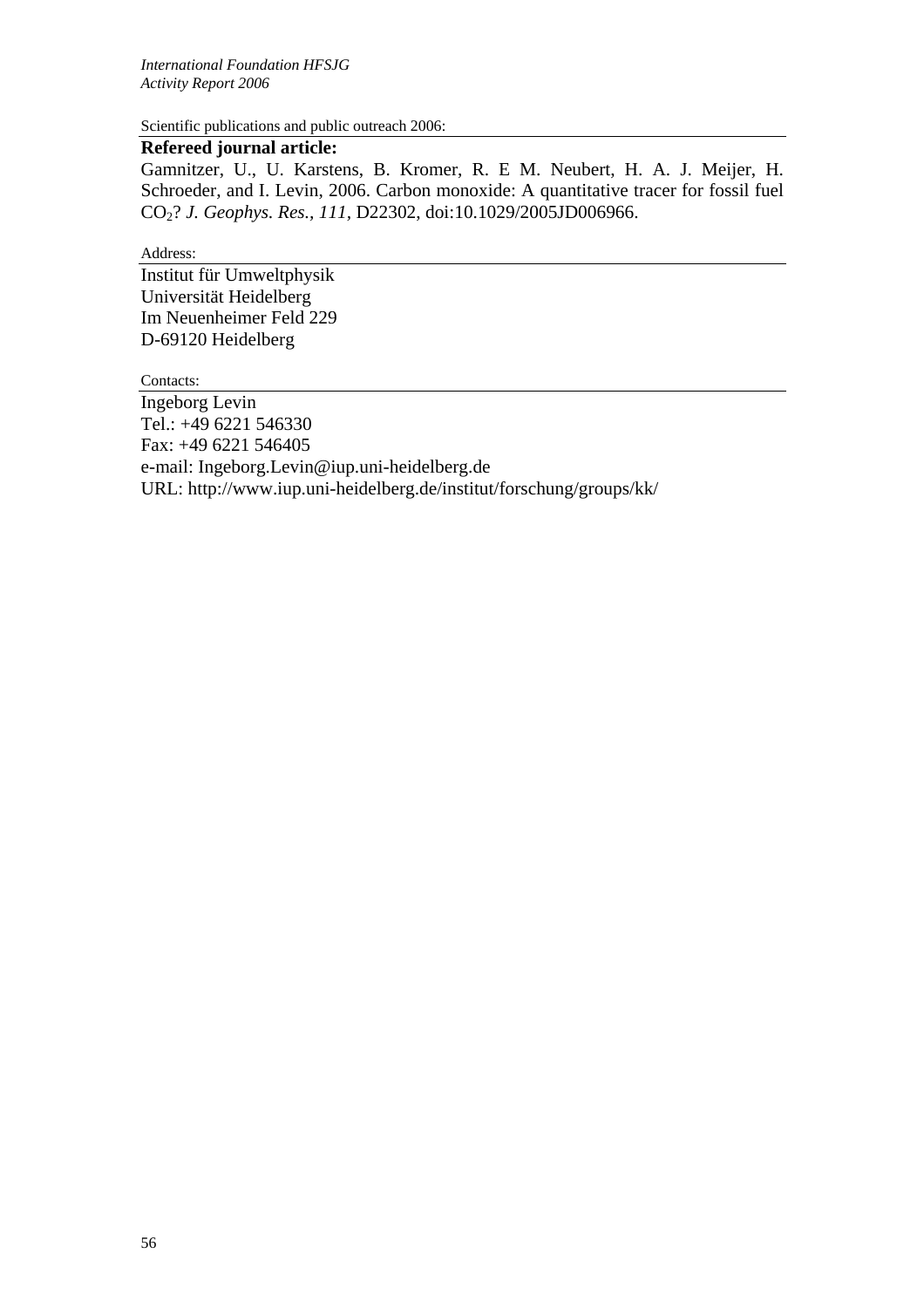Scientific publications and public outreach 2006:

**Refereed journal article:**

Gamnitzer, U., U. Karstens, B. Kromer, R. E M. Neubert, H. A. J. Meijer, H. Schroeder, and I. Levin, 2006. Carbon monoxide: A quantitative tracer for fossil fuel $CO_2$? *J. Geophys. Res.*, *111*, D22302, doi:10.1029/2005JD006966.

Address:

Institut für Umweltphysik
Universität Heidelberg
Im Neuenheimer Feld 229
D-69120 Heidelberg

Contacts:

Ingeborg Levin
Tel.: +49 6221 546330
Fax: +49 6221 546405
e-mail: Ingeborg.Levin@iup.uni-heidelberg.de
URL: http://www.iup.uni-heidelberg.de/institut/forschung/groups/kk/